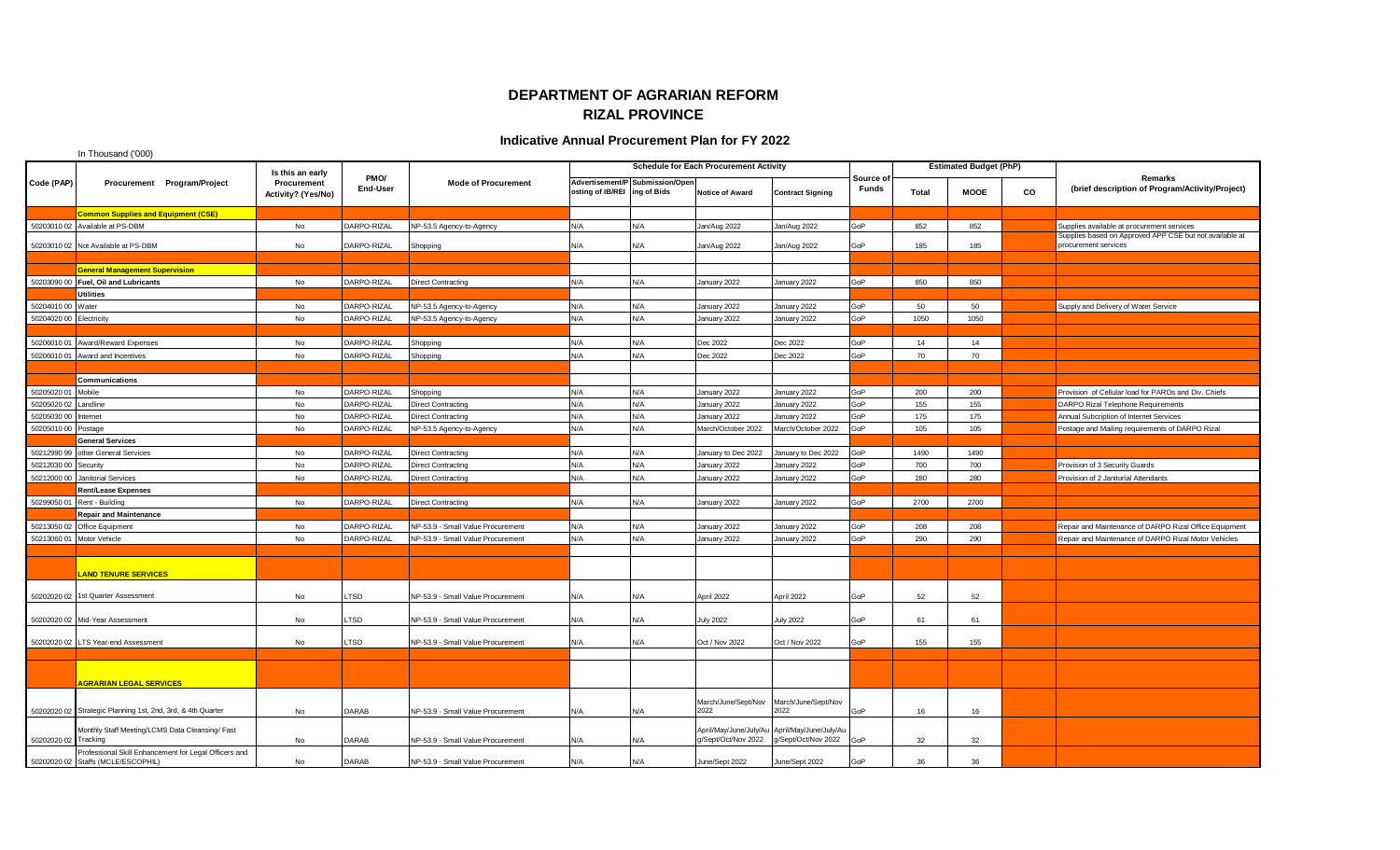# DEPARTMENT OF AGRARIAN REFORM
## RIZAL PROVINCE

### Indicative Annual Procurement Plan for FY 2022

In Thousand ('000)

| Code (PAP) | Procurement Program/Project | Is this an early Procurement Activity? (Yes/No) | PMO/ End-User | Mode of Procurement | Schedule for Each Procurement Activity | | | | Source of Funds | Estimated Budget (PhP) | | | Remarks (brief description of Program/Activity/Project) |
|---|---|---|---|---|---|---|---|---|---|---|---|---|---|
| | | | | | Advertisement/Posting of IB/REI | Submission/Opening of Bids | Notice of Award | Contract Signing | | Total | MOOE | CO | |
| | **Common Supplies and Equipment (CSE)** | | | | | | | | | | | | |
| 50203010 02 | Available at PS-DBM | No | DARPO-RIZAL | NP-53.5 Agency-to-Agency | N/A | N/A | Jan/Aug 2022 | Jan/Aug 2022 | GoP | 852 | 852 | | Supplies available at procurement services |
| 50203010 02 | Not Available at PS-DBM | No | DARPO-RIZAL | Shopping | N/A | N/A | Jan/Aug 2022 | Jan/Aug 2022 | GoP | 185 | 185 | | Supplies based on Approved APP CSE but not available at procurement services |
| | **General Management Supervision** | | | | | | | | | | | | |
| 50203090 00 | **Fuel, Oil and Lubricants** | No | DARPO-RIZAL | Direct Contracting | N/A | N/A | January 2022 | January 2022 | GoP | 850 | 850 | | |
| | **Utilities** | | | | | | | | | | | | |
| 50204010 00 | Water | No | DARPO-RIZAL | NP-53.5 Agency-to-Agency | N/A | N/A | January 2022 | January 2022 | GoP | 50 | 50 | | Supply and Delivery of Water Service |
| 50204020 00 | Electricity | No | DARPO-RIZAL | NP-53.5 Agency-to-Agency | N/A | N/A | January 2022 | January 2022 | GoP | 1050 | 1050 | | |
| 50206010 01 | Award/Reward Expenses | No | DARPO-RIZAL | Shopping | N/A | N/A | Dec 2022 | Dec 2022 | GoP | 14 | 14 | | |
| 50206010 01 | Award and Incentives | No | DARPO-RIZAL | Shopping | N/A | N/A | Dec 2022 | Dec 2022 | GoP | 70 | 70 | | |
| | **Communications** | | | | | | | | | | | | |
| 50205020 01 | Mobile | No | DARPO-RIZAL | Shopping | N/A | N/A | January 2022 | January 2022 | GoP | 200 | 200 | | Provision of Cellular load for PAROs and Div. Chiefs |
| 50205020 02 | Landline | No | DARPO-RIZAL | Direct Contracting | N/A | N/A | January 2022 | January 2022 | GoP | 155 | 155 | | DARPO Rizal Telephone Requirements |
| 50205030 00 | Internet | No | DARPO-RIZAL | Direct Contracting | N/A | N/A | January 2022 | January 2022 | GoP | 175 | 175 | | Annual Subcription of Internet Services |
| 50205010 00 | Postage | No | DARPO-RIZAL | NP-53.5 Agency-to-Agency | N/A | N/A | March/October 2022 | March/October 2022 | GoP | 105 | 105 | | Postage and Mailing requirements of DARPO Rizal |
| | **General Services** | | | | | | | | | | | | |
| 50212990 99 | other General Services | No | DARPO-RIZAL | Direct Contracting | N/A | N/A | January to Dec 2022 | January to Dec 2022 | GoP | 1490 | 1490 | | |
| 50212030 00 | Security | No | DARPO-RIZAL | Direct Contracting | N/A | N/A | January 2022 | January 2022 | GoP | 700 | 700 | | Provision of 3 Security Guards |
| 50212000 00 | Janitorial Services | No | DARPO-RIZAL | Direct Contracting | N/A | N/A | January 2022 | January 2022 | GoP | 280 | 280 | | Provision of 2 Janitorial Attendants |
| | **Rent/Lease Expenses** | | | | | | | | | | | | |
| 50299050 01 | Rent - Building | No | DARPO-RIZAL | Direct Contracting | N/A | N/A | January 2022 | January 2022 | GoP | 2700 | 2700 | | |
| | **Repair and Maintenance** | | | | | | | | | | | | |
| 50213050 02 | Office Equipment | No | DARPO-RIZAL | NP-53.9 - Small Value Procurement | N/A | N/A | January 2022 | January 2022 | GoP | 208 | 208 | | Repair and Maintenance of DARPO Rizal Office Equipment |
| 50213060 01 | Motor Vehicle | No | DARPO-RIZAL | NP-53.9 - Small Value Procurement | N/A | N/A | January 2022 | January 2022 | GoP | 290 | 290 | | Repair and Maintenance of DARPO Rizal Motor Vehicles |
| | **LAND TENURE SERVICES** | | | | | | | | | | | | |
| 50202020 02 | 1st Quarter Assessment | No | LTSD | NP-53.9 - Small Value Procurement | N/A | N/A | April 2022 | April 2022 | GoP | 52 | 52 | | |
| 50202020 02 | Mid-Year Assessment | No | LTSD | NP-53.9 - Small Value Procurement | N/A | N/A | July 2022 | July 2022 | GoP | 61 | 61 | | |
| 50202020 02 | LTS Year-end Assessment | No | LTSD | NP-53.9 - Small Value Procurement | N/A | N/A | Oct / Nov 2022 | Oct / Nov 2022 | GoP | 155 | 155 | | |
| | **AGRARIAN LEGAL SERVICES** | | | | | | | | | | | | |
| 50202020 02 | Strategic Planning 1st, 2nd, 3rd, & 4th Quarter | No | DARAB | NP-53.9 - Small Value Procurement | N/A | N/A | March/June/Sept/Nov 2022 | March/June/Sept/Nov 2022 | GoP | 16 | 16 | | |
| 50202020 02 | Monthly Staff Meeting/LCMS Data Cleansing/ Fast Tracking | No | DARAB | NP-53.9 - Small Value Procurement | N/A | N/A | April/May/June/July/Aug/Sept/Oct/Nov 2022 | April/May/June/July/Aug/Sept/Oct/Nov 2022 | GoP | 32 | 32 | | |
| 50202020 02 | Professional Skill Enhancement for Legal Officers and Staffs (MCLE/ESCOPHIL) | No | DARAB | NP-53.9 - Small Value Procurement | N/A | N/A | June/Sept 2022 | June/Sept 2022 | GoP | 36 | 36 | | |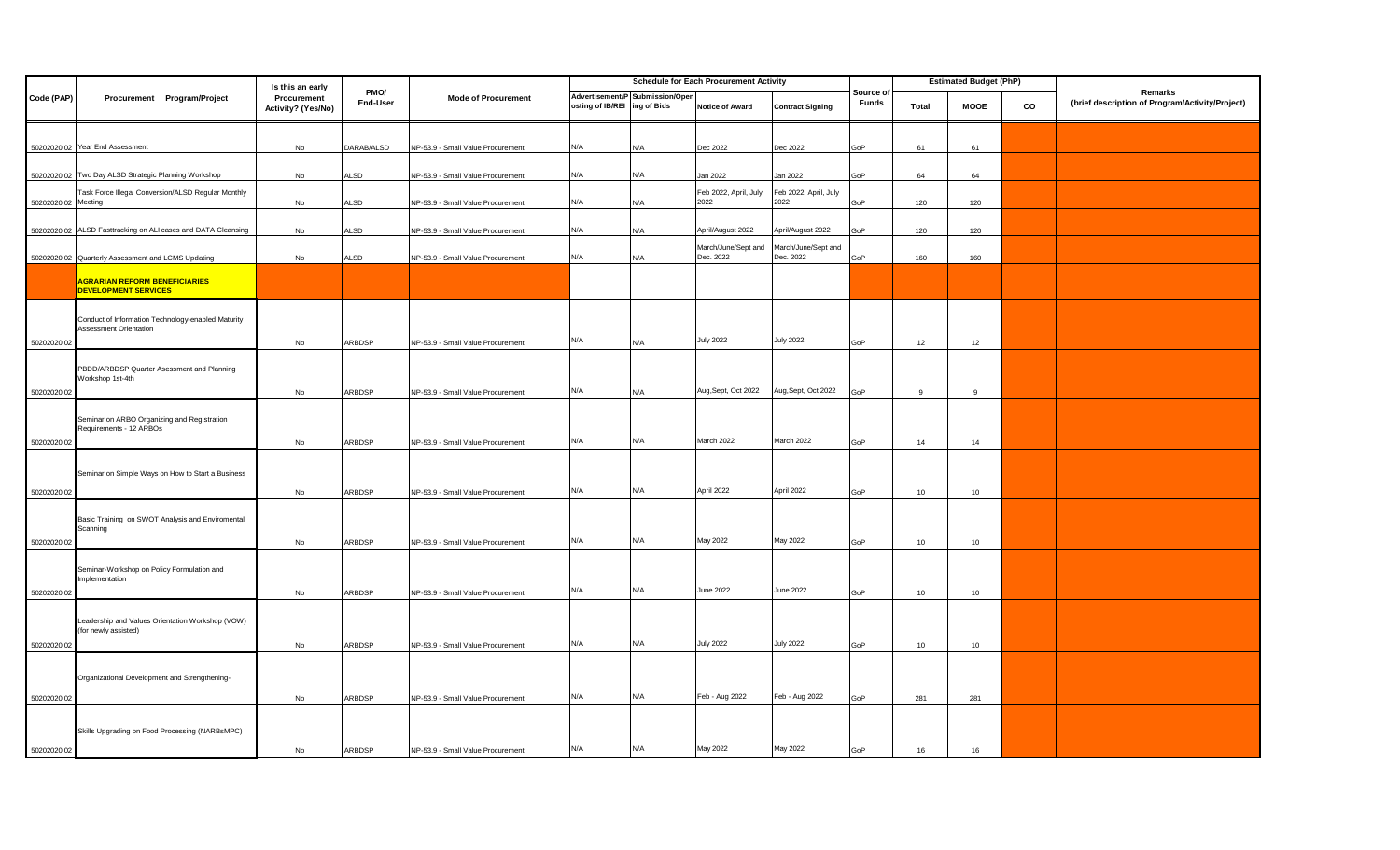| Code (PAP) | Procurement Program/Project | Is this an early Procurement Activity? (Yes/No) | PMO/ End-User | Mode of Procurement | Schedule for Each Procurement Activity | | | | Source of Funds | Estimated Budget (PhP) | | | Remarks (brief description of Program/Activity/Project) |
|---|---|---|---|---|---|---|---|---|---|---|---|---|---|
| | | | | | Advertisement/Posting of IB/REI | Submission/Opening of Bids | Notice of Award | Contract Signing | | Total | MOOE | CO | |
| 50202020 02 | Year End Assessment | No | DARAB/ALSD | NP-53.9 - Small Value Procurement | N/A | N/A | Dec 2022 | Dec 2022 | GoP | 61 | 61 | | |
| 50202020 02 | Two Day ALSD Strategic Planning Workshop | No | ALSD | NP-53.9 - Small Value Procurement | N/A | N/A | Jan 2022 | Jan 2022 | GoP | 64 | 64 | | |
| 50202020 02 | Task Force Illegal Conversion/ALSD Regular Monthly Meeting | No | ALSD | NP-53.9 - Small Value Procurement | N/A | N/A | Feb 2022, April, July 2022 | Feb 2022, April, July 2022 | GoP | 120 | 120 | | |
| 50202020 02 | ALSD Fasttracking on ALI cases and DATA Cleansing | No | ALSD | NP-53.9 - Small Value Procurement | N/A | N/A | April/August 2022 | April/August 2022 | GoP | 120 | 120 | | |
| 50202020 02 | Quarterly Assessment and LCMS Updating | No | ALSD | NP-53.9 - Small Value Procurement | N/A | N/A | March/June/Sept and Dec. 2022 | March/June/Sept and Dec. 2022 | GoP | 160 | 160 | | |
| | **AGRARIAN REFORM BENEFICIARIES DEVELOPMENT SERVICES** | | | | | | | | | | | | |
| 50202020 02 | Conduct of Information Technology-enabled Maturity Assessment Orientation | No | ARBDSP | NP-53.9 - Small Value Procurement | N/A | N/A | July 2022 | July 2022 | GoP | 12 | 12 | | |
| 50202020 02 | PBDD/ARBDSP Quarter Asessment and Planning Workshop 1st-4th | No | ARBDSP | NP-53.9 - Small Value Procurement | N/A | N/A | Aug,Sept, Oct 2022 | Aug,Sept, Oct 2022 | GoP | 9 | 9 | | |
| 50202020 02 | Seminar on ARBO Organizing and Registration Requirements - 12 ARBOs | No | ARBDSP | NP-53.9 - Small Value Procurement | N/A | N/A | March 2022 | March 2022 | GoP | 14 | 14 | | |
| 50202020 02 | Seminar on Simple Ways on How to Start a Business | No | ARBDSP | NP-53.9 - Small Value Procurement | N/A | N/A | April 2022 | April 2022 | GoP | 10 | 10 | | |
| 50202020 02 | Basic Training on SWOT Analysis and Enviromental Scanning | No | ARBDSP | NP-53.9 - Small Value Procurement | N/A | N/A | May 2022 | May 2022 | GoP | 10 | 10 | | |
| 50202020 02 | Seminar-Workshop on Policy Formulation and Implementation | No | ARBDSP | NP-53.9 - Small Value Procurement | N/A | N/A | June 2022 | June 2022 | GoP | 10 | 10 | | |
| 50202020 02 | Leadership and Values Orientation Workshop (VOW) (for newly assisted) | No | ARBDSP | NP-53.9 - Small Value Procurement | N/A | N/A | July 2022 | July 2022 | GoP | 10 | 10 | | |
| 50202020 02 | Organizational Development and Strengthening- | No | ARBDSP | NP-53.9 - Small Value Procurement | N/A | N/A | Feb - Aug 2022 | Feb - Aug 2022 | GoP | 281 | 281 | | |
| 50202020 02 | Skills Upgrading on Food Processing (NARBsMPC) | No | ARBDSP | NP-53.9 - Small Value Procurement | N/A | N/A | May 2022 | May 2022 | GoP | 16 | 16 | | |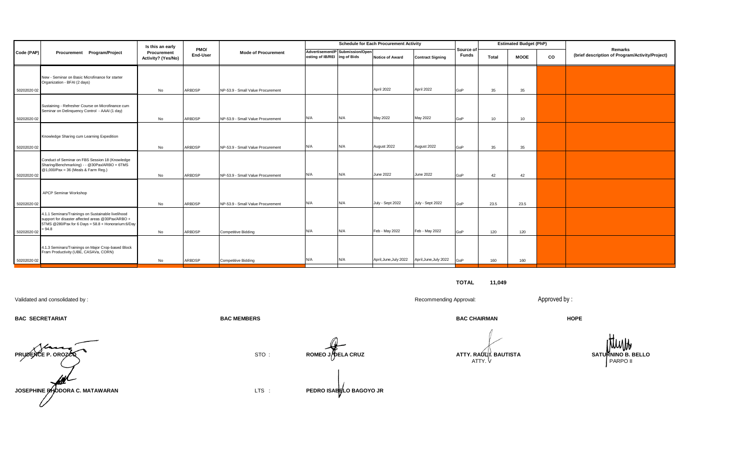| Code (PAP) | Procurement Program/Project | Is this an early Procurement Activity? (Yes/No) | PMO/ End-User | Mode of Procurement | Schedule for Each Procurement Activity | | | | Source of Funds | Estimated Budget (PhP) | | | Remarks (brief description of Program/Activity/Project) |
|---|---|---|---|---|---|---|---|---|---|---|---|---|---|
| | | | | | Advertisement/Posting of IB/REI | Submission/Opening of Bids | Notice of Award | Contract Signing | | Total | MOOE | CO | |
| 50202020 02 | New - Seminar on Basic Microfinance for starter Organization - BFAI (2 days) | No | ARBDSP | NP-53.9 - Small Value Procurement | | | April 2022 | April 2022 | GoP | 35 | 35 | | |
| 50202020 02 | Sustaining - Refresher Course on Microfinance cum Seminar on Delinquency Control - AAAI (1 day) | No | ARBDSP | NP-53.9 - Small Value Procurement | N/A | N/A | May 2022 | May 2022 | GoP | 10 | 10 | | |
| 50202020 02 | Knowledge Sharing cum Learning Expedition | No | ARBDSP | NP-53.9 - Small Value Procurement | N/A | N/A | August 2022 | August 2022 | GoP | 35 | 35 | | |
| 50202020 02 | Conduct of Seminar on FBS Session 18 (Knowledge Sharing/Benchmarking) - - @30Pax/ARBO + 6TMS @1,000/Pax = 36 (Meals & Farm Reg.) | No | ARBDSP | NP-53.9 - Small Value Procurement | N/A | N/A | June 2022 | June 2022 | GoP | 42 | 42 | | |
| 50202020 02 | APCP Seminar Workshop | No | ARBDSP | NP-53.9 - Small Value Procurement | N/A | N/A | July - Sept 2022 | July - Sept 2022 | GoP | 23.5 | 23.5 | | |
| 50202020 02 | 4.1.1 Seminars/Trainings on Sustainable livelihood support for disaster affected areas @30Pax/ARBO + 5TMS @280/Pax for 6 Days = 58.8 + Honorarium:6/Day = 94.8 | No | ARBDSP | Competitive Bidding | N/A | N/A | Feb - May 2022 | Feb - May 2022 | GoP | 120 | 120 | | |
| 50202020 02 | 4.1.3 Seminars/Trainings on Major Crop-based Block Fram Productivity (UBE, CASAVa, CORN) | No | ARBDSP | Competitive Bidding | N/A | N/A | April,June,July 2022 | April,June,July 2022 | GoP | 160 | 160 | | |

**TOTAL** 11,049

Validated and consolidated by :

Recommending Approval:

Approved by :

**BAC SECRETARIAT**

**PRUDENCE P. OROZCO**

**JOSEPHINE RHODORA C. MATAWARAN**

**BAC MEMBERS**

STO : **ROMEO J. DELA CRUZ**

LTS : **PEDRO ISABELO BAGOYO JR**

**BAC CHAIRMAN**

**ATTY. RAUL T. BAUTISTA**
ATTY. V

**HOPE**

**SATURNINO B. BELLO**
PARPO II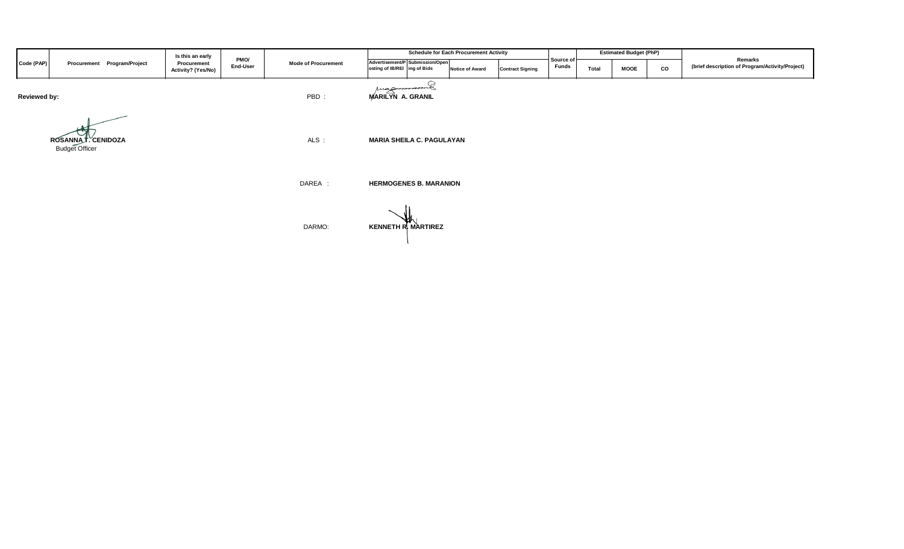| Code (PAP) | Procurement Program/Project | Is this an early Procurement Activity? (Yes/No) | PMO/ End-User | Mode of Procurement | Schedule for Each Procurement Activity | | | | Source of Funds | Estimated Budget (PhP) | | | Remarks (brief description of Program/Activity/Project) |
|---|---|---|---|---|---|---|---|---|---|---|---|---|---|
| | | | | | Advertisement/Posting of IB/REI | Submission/Opening of Bids | Notice of Award | Contract Signing | | Total | MOOE | CO | |

**Reviewed by:**

**ROSANNA T. CENIDOZA**
Budget Officer

PBD : **MARILYN A. GRANIL**

ALS : **MARIA SHEILA C. PAGULAYAN**

DAREA : **HERMOGENES B. MARANION**

DARMO: **KENNETH R. MARTIREZ**